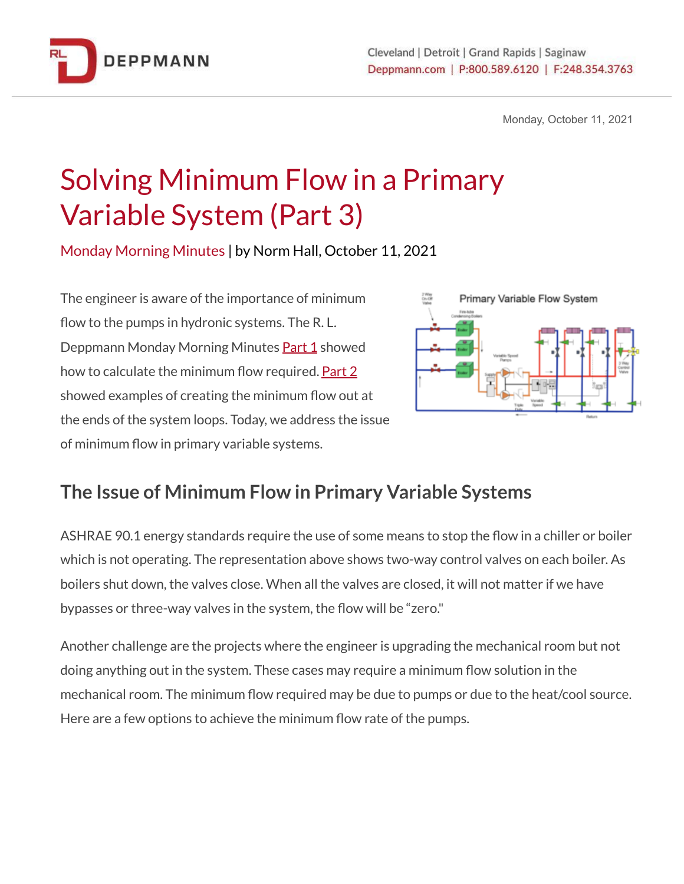Monday, October 11, 2021

# Solving Minimum Flow in a Primary Variable System (Part 3)

Monday Morning Minutes | by Norm Hall, October 11, 2021

The engineer is aware of the importance of minimum flow to the pumps in hydronic systems. The R. L. Deppmann Monday Morning Minutes Part 1 showed how to calculate the minimum flow required. Part 2 showed examples of creating the minimum flow out at the ends of the system loops. Today, we address the issue of minimum flow in primary variable systems.

## The Issue of Minimum Flow in Primary Variable Systems

ASHRAE 90.1 energy standards require the use of some means to stop the flow in a chiller or boiler which is not operating. The representation above shows two-way control valves on each boiler. As boilers shut down, the valves close. When all the valves are closed, it will not matter if we have bypasses or three-way valves in the system, the flow will be "zero."

Another challenge are the projects where the engineer is upgrading the mechanical room but not doing anything out in the system. These cases may require a minimum flow solution in the mechanical room. The minimum flow required may be due to pumps or due to the heat/cool source. Here are a few options to achieve the minimum flow rate of the pumps.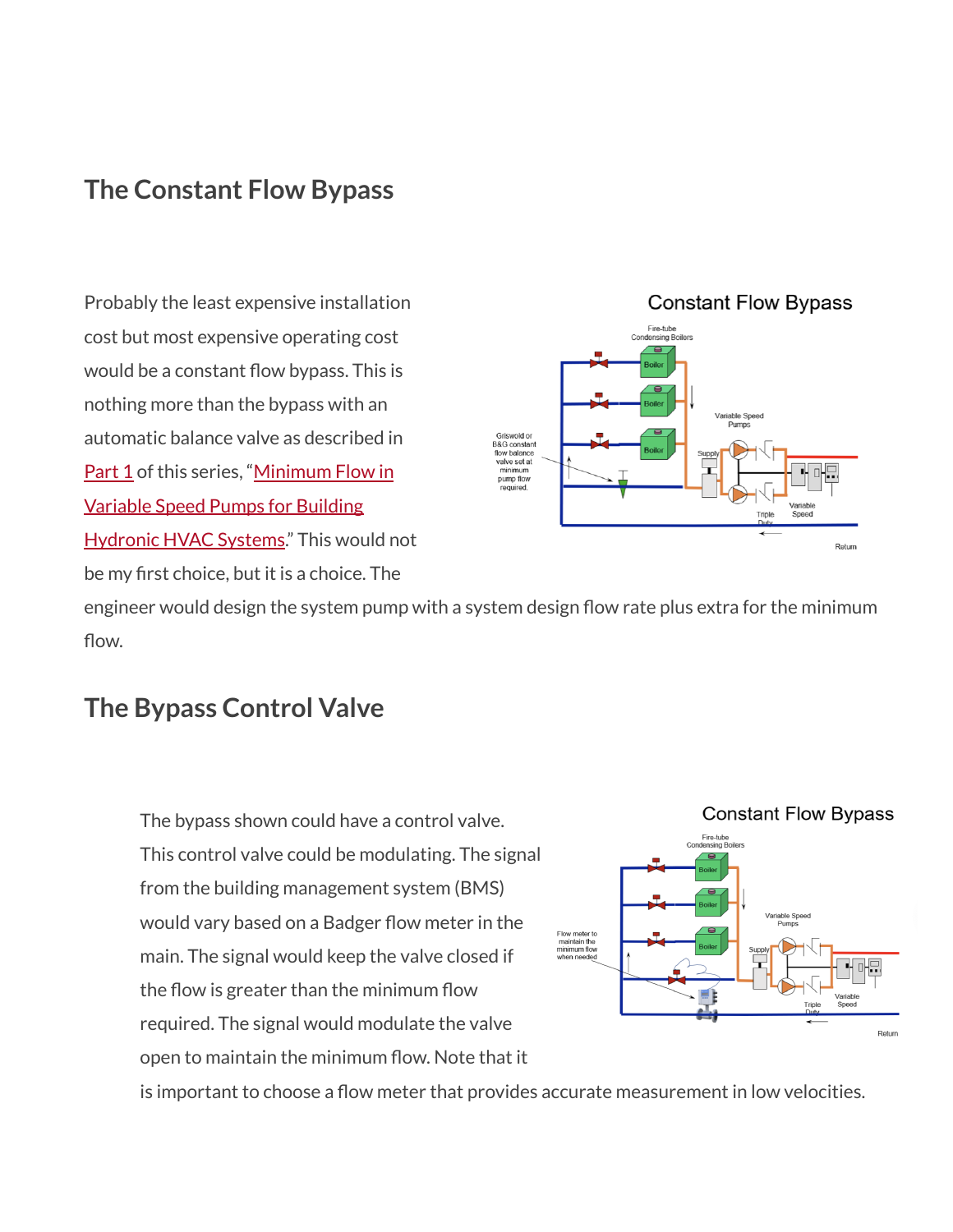## The Constant Flow Bypass

Probably the least expensive installation cost but most expensive operating cost would be a constant flow bypass. This is nothing more than the bypass with an automatic balance valve as described in Part 1 of this series, "Minimum Flow in Variable Speed Pumps for Building Hydronic HVAC Systems." This would not be my first choice, but it is a choice. The engineer would design the system pump with a system design flow rate plus extra for the minimum flow.

## The Bypass Control Valve

The bypass shown could have a control valve. This control valve could be modulating. The signal from the building management system (BMS) would vary based on a Badger flow meter in the main. The signal would keep the valve closed if the flow is greater than the minimum flow required. The signal would modulate the valve open to maintain the minimum flow. Note that it is important to choose a flow meter that provides accurate measurement in low velocities.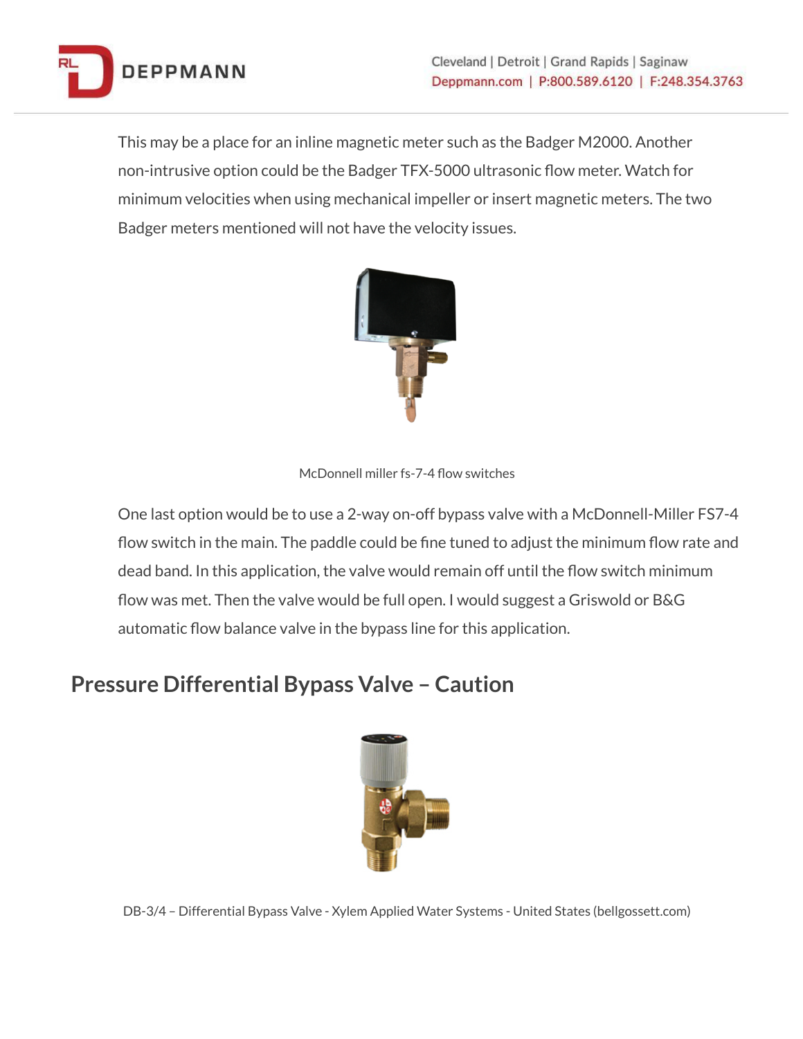This may be a place for an inline magnetic meter such as the Badger M2000. Another non-intrusive option could be the Badger TFX-5000 ultrasonic flow meter. Watch for minimum velocities when using mechanical impeller or insert magnetic meters. The two Badger meters mentioned will not have the velocity issues.

McDonnell miller fs-7-4 flow switches

One last option would be to use a 2-way on-off bypass valve with a McDonnell-Miller FS7-4 flow switch in the main. The paddle could be fine tuned to adjust the minimum flow rate and dead band. In this application, the valve would remain off until the flow switch minimum flow was met. Then the valve would be full open. I would suggest a Griswold or B&G automatic flow balance valve in the bypass line for this application.

## Pressure Differential Bypass Valve – Caution

DB-3/4 – Differential Bypass Valve - Xylem Applied Water Systems - United States (bellgossett.com)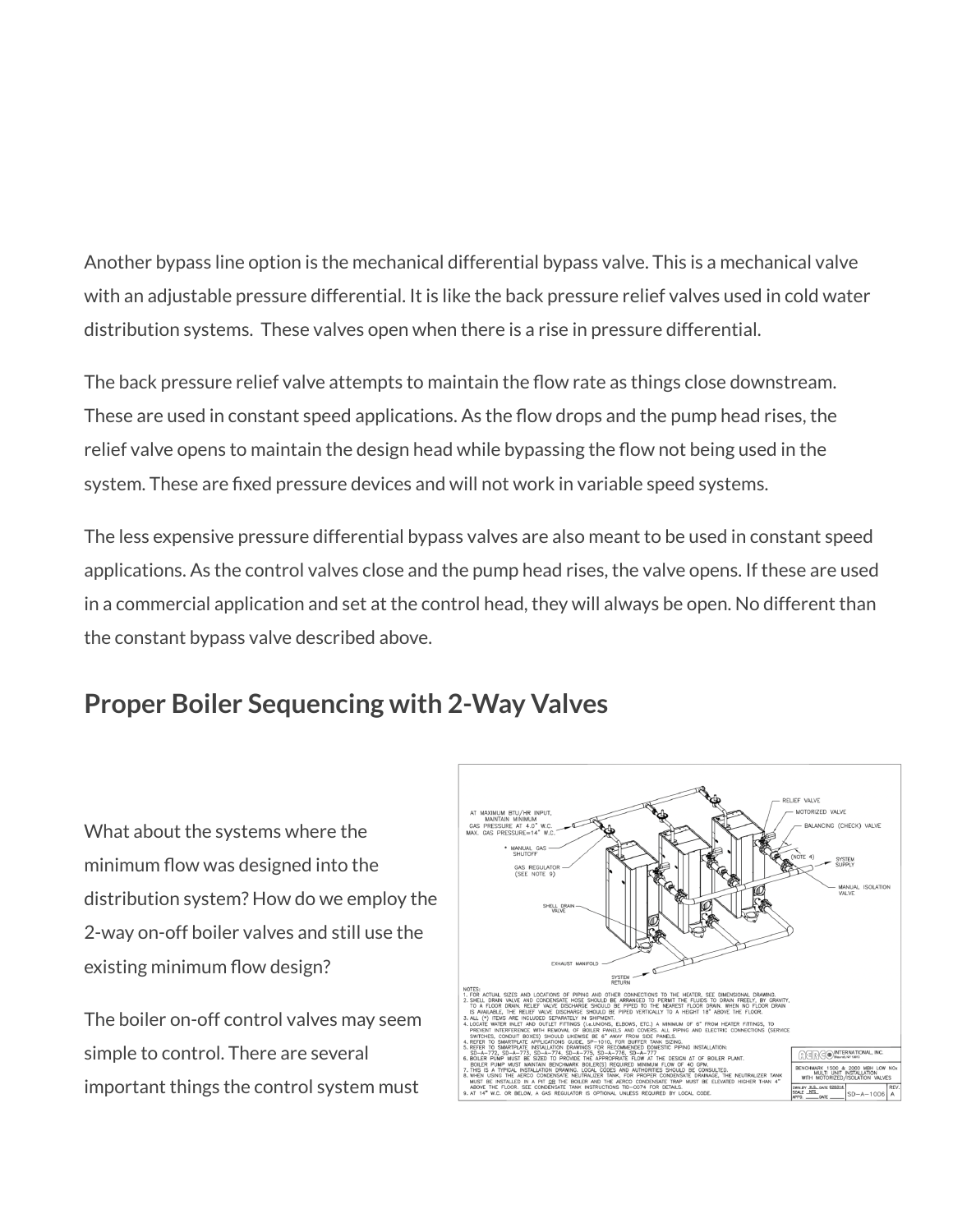Another bypass line option is the mechanical differential bypass valve. This is a mechanical valve with an adjustable pressure differential. It is like the back pressure relief valves used in cold water distribution systems.  These valves open when there is a rise in pressure differential.

The back pressure relief valve attempts to maintain the flow rate as things close downstream. These are used in constant speed applications. As the flow drops and the pump head rises, the relief valve opens to maintain the design head while bypassing the flow not being used in the system. These are fixed pressure devices and will not work in variable speed systems.

The less expensive pressure differential bypass valves are also meant to be used in constant speed applications. As the control valves close and the pump head rises, the valve opens. If these are used in a commercial application and set at the control head, they will always be open. No different than the constant bypass valve described above.

## Proper Boiler Sequencing with 2-Way Valves

What about the systems where the minimum flow was designed into the distribution system? How do we employ the 2-way on-off boiler valves and still use the existing minimum flow design?

The boiler on-off control valves may seem simple to control. There are several important things the control system must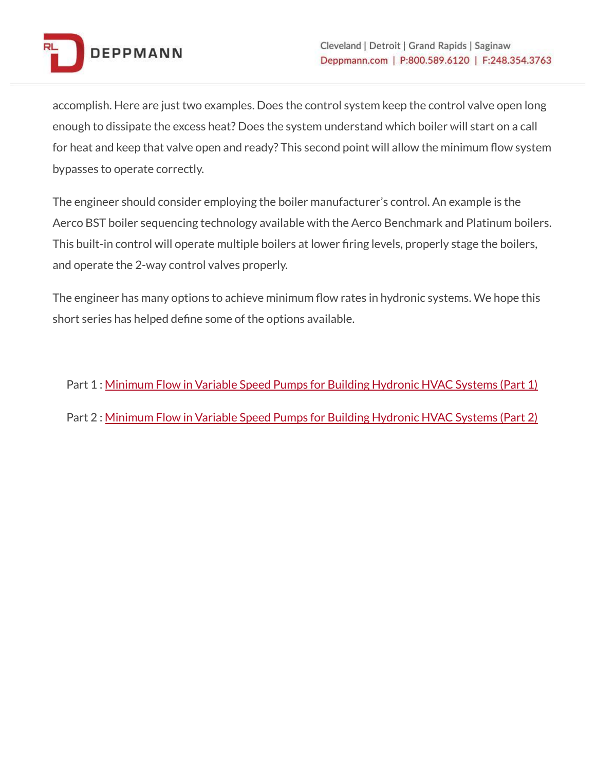accomplish. Here are just two examples. Does the control system keep the control valve open long enough to dissipate the excess heat? Does the system understand which boiler will start on a call for heat and keep that valve open and ready? This second point will allow the minimum flow system bypasses to operate correctly.

The engineer should consider employing the boiler manufacturer's control. An example is the Aerco BST boiler sequencing technology available with the Aerco Benchmark and Platinum boilers. This built-in control will operate multiple boilers at lower firing levels, properly stage the boilers, and operate the 2-way control valves properly.

The engineer has many options to achieve minimum flow rates in hydronic systems. We hope this short series has helped define some of the options available.

Part 1 : Minimum Flow in Variable Speed Pumps for Building Hydronic HVAC Systems (Part 1)

Part 2 : Minimum Flow in Variable Speed Pumps for Building Hydronic HVAC Systems (Part 2)